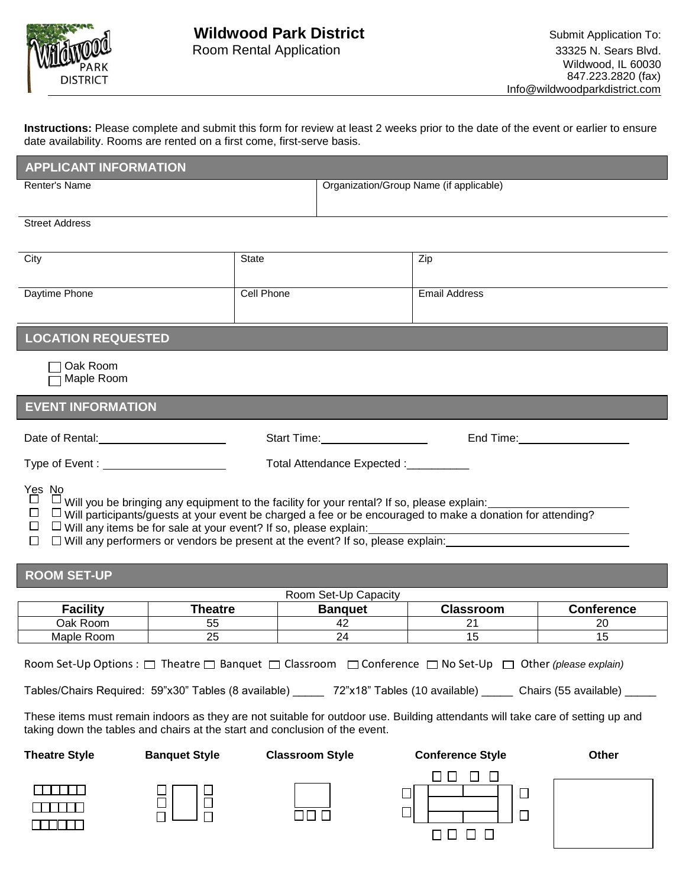# Wildwood Park District

Room Rental Application

Submit Application To:
33325 N. Sears Blvd.
Wildwood, IL 60030
847.223.2820 (fax)
Info@wildwoodparkdistrict.com

**Instructions:** Please complete and submit this form for review at least 2 weeks prior to the date of the event or earlier to ensure date availability. Rooms are rented on a first come, first-serve basis.

## APPLICANT INFORMATION

| Renter's Name | Organization/Group Name (if applicable) |
|---|---|
| | |

Street Address

| City | State | Zip |
|---|---|---|
| | | |
| **Daytime Phone** | **Cell Phone** | **Email Address** |
| | | |

## LOCATION REQUESTED

☐ Oak Room
☐ Maple Room

## EVENT INFORMATION

Date of Rental: ____________________ Start Time: ________________ End Time: ________________

Type of Event : ____________________ Total Attendance Expected :__________

| Yes | No | |
|---|---|---|
| ☐ | ☐ | Will you be bringing any equipment to the facility for your rental? If so, please explain: ____________ |
| ☐ | ☐ | Will participants/guests at your event be charged a fee or be encouraged to make a donation for attending? |
| ☐ | ☐ | Will any items be for sale at your event? If so, please explain: ____________ |
| ☐ | ☐ | Will any performers or vendors be present at the event? If so, please explain: ____________ |

## ROOM SET-UP

Room Set-Up Capacity

| Facility | Theatre | Banquet | Classroom | Conference |
|---|---|---|---|---|
| Oak Room | 55 | 42 | 21 | 20 |
| Maple Room | 25 | 24 | 15 | 15 |

Room Set-Up Options : ☐ Theatre ☐ Banquet ☐ Classroom ☐ Conference ☐ No Set-Up ☐ Other *(please explain)*

Tables/Chairs Required: 59"x30" Tables (8 available) _____ 72"x18" Tables (10 available) _____ Chairs (55 available) _____

These items must remain indoors as they are not suitable for outdoor use. Building attendants will take care of setting up and taking down the tables and chairs at the start and conclusion of the event.

**Theatre Style** **Banquet Style** **Classroom Style** **Conference Style** **Other**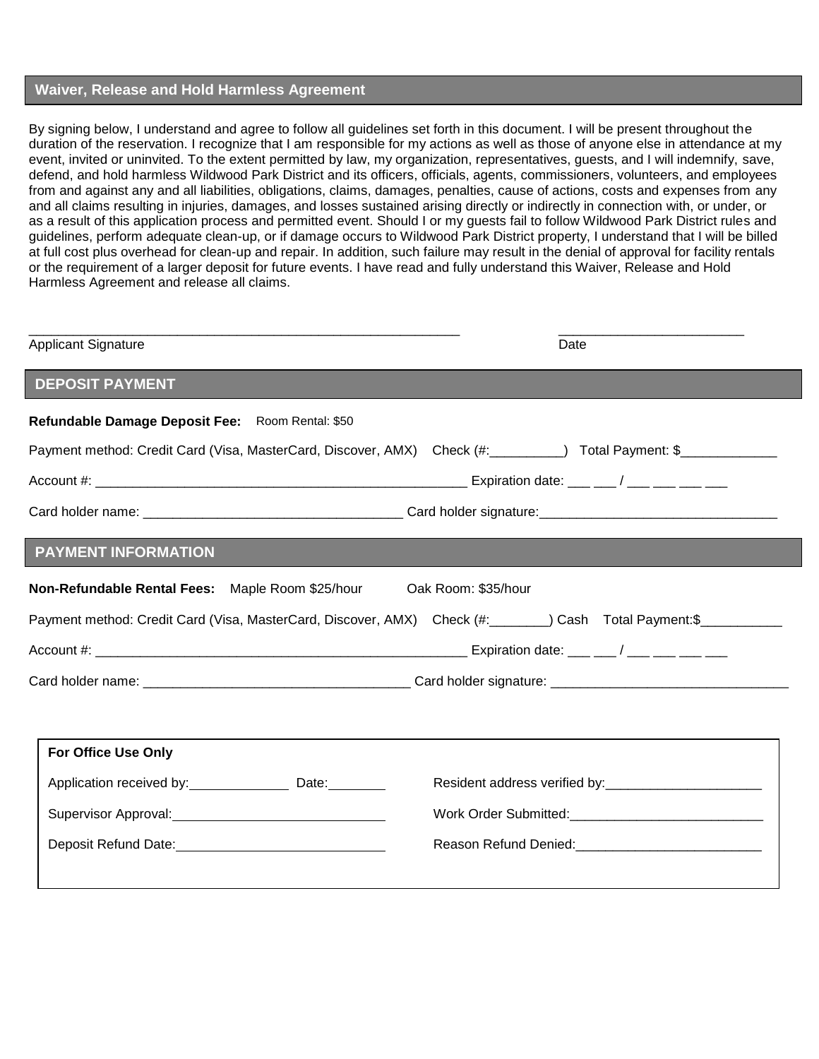## Waiver, Release and Hold Harmless Agreement

By signing below, I understand and agree to follow all guidelines set forth in this document. I will be present throughout the duration of the reservation. I recognize that I am responsible for my actions as well as those of anyone else in attendance at my event, invited or uninvited. To the extent permitted by law, my organization, representatives, guests, and I will indemnify, save, defend, and hold harmless Wildwood Park District and its officers, officials, agents, commissioners, volunteers, and employees from and against any and all liabilities, obligations, claims, damages, penalties, cause of actions, costs and expenses from any and all claims resulting in injuries, damages, and losses sustained arising directly or indirectly in connection with, or under, or as a result of this application process and permitted event. Should I or my guests fail to follow Wildwood Park District rules and guidelines, perform adequate clean-up, or if damage occurs to Wildwood Park District property, I understand that I will be billed at full cost plus overhead for clean-up and repair. In addition, such failure may result in the denial of approval for facility rentals or the requirement of a larger deposit for future events. I have read and fully understand this Waiver, Release and Hold Harmless Agreement and release all claims.

____________________________________________________________ Applicant Signature

_________________________ Date

## DEPOSIT PAYMENT

**Refundable Damage Deposit Fee:** Room Rental: $50

Payment method: Credit Card (Visa, MasterCard, Discover, AMX) Check (#:__________) Total Payment: $_____________

Account #: ____________________________________________________ Expiration date: ___ ___ / ___ ___ ___ ___

Card holder name: ___________________________________ Card holder signature:________________________________

## PAYMENT INFORMATION

**Non-Refundable Rental Fees:** Maple Room $25/hour Oak Room: $35/hour

Payment method: Credit Card (Visa, MasterCard, Discover, AMX) Check (#:________) Cash Total Payment:$___________

Account #: ____________________________________________________ Expiration date: ___ ___ / ___ ___ ___ ___

Card holder name: ____________________________________ Card holder signature: ________________________________

**For Office Use Only**

Application received by:______________ Date:________

Resident address verified by:_____________________

Supervisor Approval:____________________________

Work Order Submitted:__________________________

Deposit Refund Date:____________________________

Reason Refund Denied:_________________________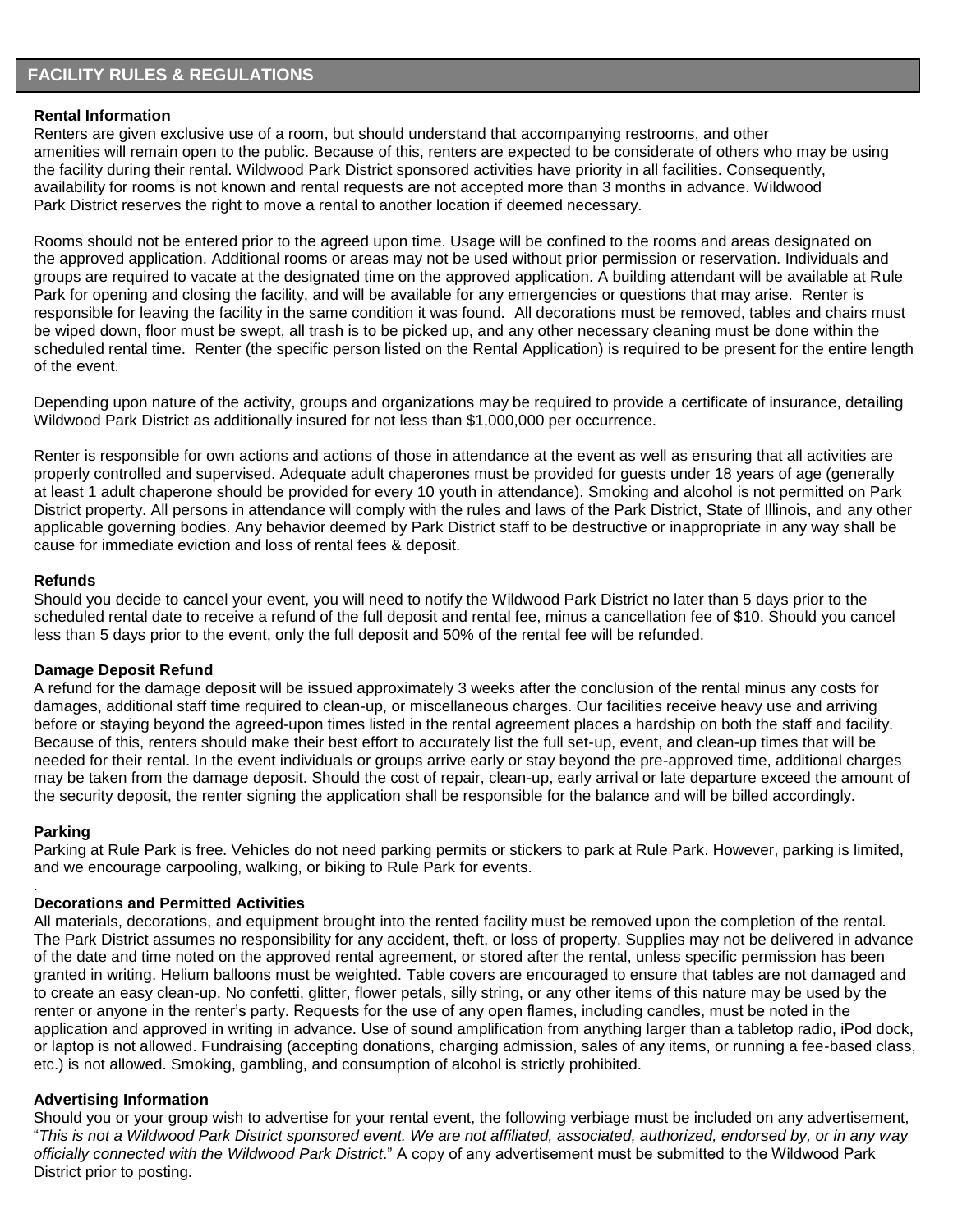## FACILITY RULES & REGULATIONS

**Rental Information**

Renters are given exclusive use of a room, but should understand that accompanying restrooms, and other amenities will remain open to the public. Because of this, renters are expected to be considerate of others who may be using the facility during their rental. Wildwood Park District sponsored activities have priority in all facilities. Consequently, availability for rooms is not known and rental requests are not accepted more than 3 months in advance. Wildwood Park District reserves the right to move a rental to another location if deemed necessary.

Rooms should not be entered prior to the agreed upon time. Usage will be confined to the rooms and areas designated on the approved application. Additional rooms or areas may not be used without prior permission or reservation. Individuals and groups are required to vacate at the designated time on the approved application. A building attendant will be available at Rule Park for opening and closing the facility, and will be available for any emergencies or questions that may arise. Renter is responsible for leaving the facility in the same condition it was found. All decorations must be removed, tables and chairs must be wiped down, floor must be swept, all trash is to be picked up, and any other necessary cleaning must be done within the scheduled rental time. Renter (the specific person listed on the Rental Application) is required to be present for the entire length of the event.

Depending upon nature of the activity, groups and organizations may be required to provide a certificate of insurance, detailing Wildwood Park District as additionally insured for not less than $1,000,000 per occurrence.

Renter is responsible for own actions and actions of those in attendance at the event as well as ensuring that all activities are properly controlled and supervised. Adequate adult chaperones must be provided for guests under 18 years of age (generally at least 1 adult chaperone should be provided for every 10 youth in attendance). Smoking and alcohol is not permitted on Park District property. All persons in attendance will comply with the rules and laws of the Park District, State of Illinois, and any other applicable governing bodies. Any behavior deemed by Park District staff to be destructive or inappropriate in any way shall be cause for immediate eviction and loss of rental fees & deposit.

**Refunds**

Should you decide to cancel your event, you will need to notify the Wildwood Park District no later than 5 days prior to the scheduled rental date to receive a refund of the full deposit and rental fee, minus a cancellation fee of $10. Should you cancel less than 5 days prior to the event, only the full deposit and 50% of the rental fee will be refunded.

**Damage Deposit Refund**

A refund for the damage deposit will be issued approximately 3 weeks after the conclusion of the rental minus any costs for damages, additional staff time required to clean-up, or miscellaneous charges. Our facilities receive heavy use and arriving before or staying beyond the agreed-upon times listed in the rental agreement places a hardship on both the staff and facility. Because of this, renters should make their best effort to accurately list the full set-up, event, and clean-up times that will be needed for their rental. In the event individuals or groups arrive early or stay beyond the pre-approved time, additional charges may be taken from the damage deposit. Should the cost of repair, clean-up, early arrival or late departure exceed the amount of the security deposit, the renter signing the application shall be responsible for the balance and will be billed accordingly.

**Parking**

Parking at Rule Park is free. Vehicles do not need parking permits or stickers to park at Rule Park. However, parking is limited, and we encourage carpooling, walking, or biking to Rule Park for events.

**Decorations and Permitted Activities**

All materials, decorations, and equipment brought into the rented facility must be removed upon the completion of the rental. The Park District assumes no responsibility for any accident, theft, or loss of property. Supplies may not be delivered in advance of the date and time noted on the approved rental agreement, or stored after the rental, unless specific permission has been granted in writing. Helium balloons must be weighted. Table covers are encouraged to ensure that tables are not damaged and to create an easy clean-up. No confetti, glitter, flower petals, silly string, or any other items of this nature may be used by the renter or anyone in the renter's party. Requests for the use of any open flames, including candles, must be noted in the application and approved in writing in advance. Use of sound amplification from anything larger than a tabletop radio, iPod dock, or laptop is not allowed. Fundraising (accepting donations, charging admission, sales of any items, or running a fee-based class, etc.) is not allowed. Smoking, gambling, and consumption of alcohol is strictly prohibited.

**Advertising Information**

Should you or your group wish to advertise for your rental event, the following verbiage must be included on any advertisement, "*This is not a Wildwood Park District sponsored event. We are not affiliated, associated, authorized, endorsed by, or in any way officially connected with the Wildwood Park District*." A copy of any advertisement must be submitted to the Wildwood Park District prior to posting.